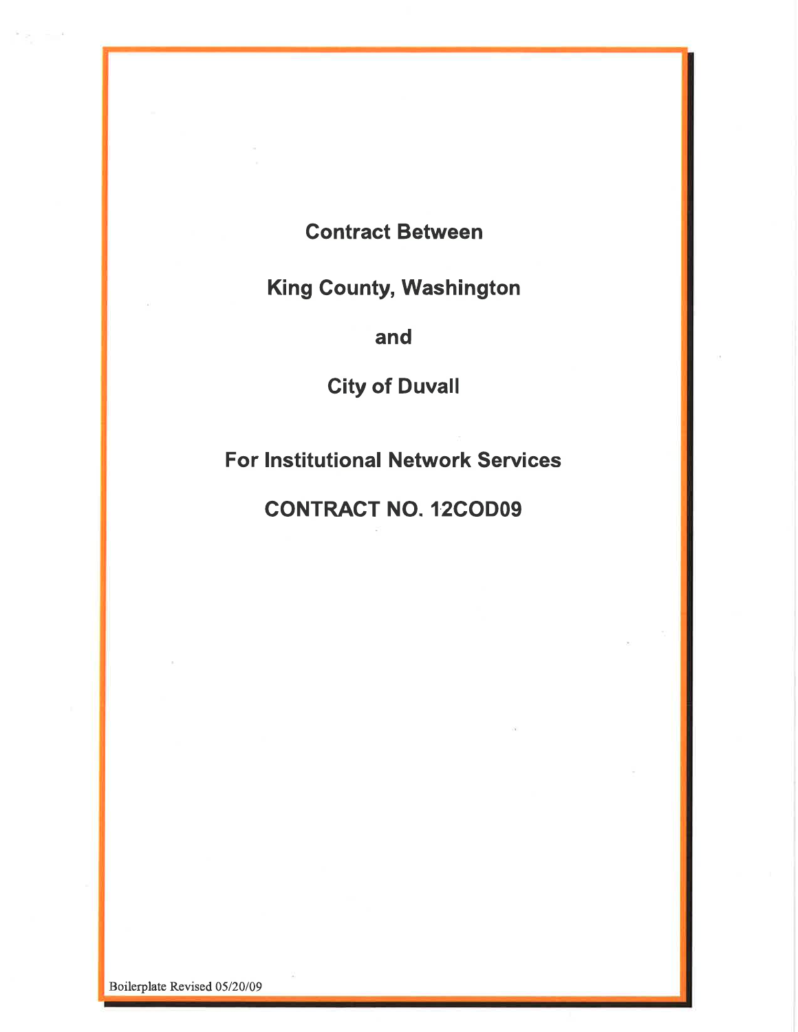# Contract Between

# King County, Washington

# and

# City of Duvall

# For Institutional Network Services

# CONTRACT NO. 12COD09

Boilerplate Revised 05/20/09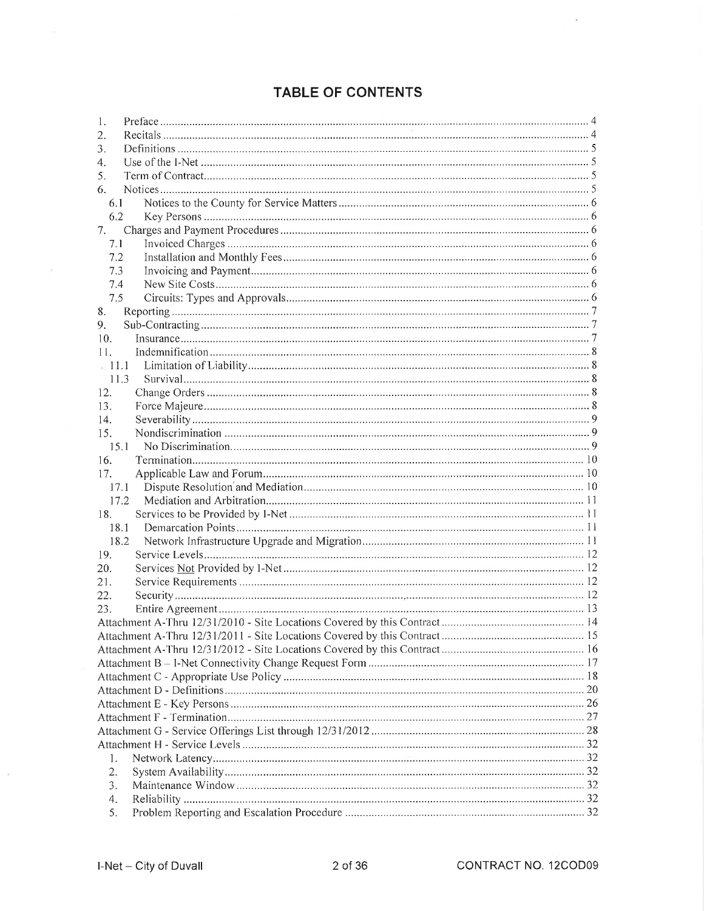# TABLE OF CONTENTS

1. Preface ........................................................................ 4
2. Recitals ....................................................................... 4
3. Definitions .................................................................... 5
4. Use of the I-Net ............................................................... 5
5. Term of Contract ............................................................... 5
6. Notices ........................................................................ 5
   - 6.1 Notices to the County for Service Matters ................................ 6
   - 6.2 Key Persons .............................................................. 6
7. Charges and Payment Procedures ................................................. 6
   - 7.1 Invoiced Charges ......................................................... 6
   - 7.2 Installation and Monthly Fees ............................................ 6
   - 7.3 Invoicing and Payment .................................................... 6
   - 7.4 New Site Costs ........................................................... 6
   - 7.5 Circuits: Types and Approvals ............................................ 6
8. Reporting ...................................................................... 7
9. Sub-Contracting ................................................................ 7
10. Insurance ..................................................................... 7
11. Indemnification ............................................................... 8
    - 11.1 Limitation of Liability .................................................. 8
    - 11.3 Survival ................................................................. 8
12. Change Orders ................................................................. 8
13. Force Majeure ................................................................. 8
14. Severability .................................................................. 9
15. Nondiscrimination ............................................................. 9
    - 15.1 No Discrimination ........................................................ 9
16. Termination ................................................................... 10
17. Applicable Law and Forum ...................................................... 10
    - 17.1 Dispute Resolution and Mediation ......................................... 10
    - 17.2 Mediation and Arbitration ................................................ 11
18. Services to be Provided by I-Net .............................................. 11
    - 18.1 Demarcation Points ....................................................... 11
    - 18.2 Network Infrastructure Upgrade and Migration ............................. 11
19. Service Levels ................................................................ 12
20. Services Not Provided by I-Net ................................................ 12
21. Service Requirements .......................................................... 12
22. Security ...................................................................... 12
23. Entire Agreement .............................................................. 13

Attachment A-Thru 12/31/2010 - Site Locations Covered by this Contract ............... 14
Attachment A-Thru 12/31/2011 - Site Locations Covered by this Contract ............... 15
Attachment A-Thru 12/31/2012 - Site Locations Covered by this Contract ............... 16
Attachment B – I-Net Connectivity Change Request Form .................................. 17
Attachment C - Appropriate Use Policy .................................................. 18
Attachment D - Definitions .............................................................. 20
Attachment E - Key Persons .............................................................. 26
Attachment F - Termination .............................................................. 27
Attachment G - Service Offerings List through 12/31/2012 ................................ 28
Attachment H - Service Levels ........................................................... 32

1. Network Latency ................................................................ 32
2. System Availability ............................................................ 32
3. Maintenance Window ............................................................. 32
4. Reliability .................................................................... 32
5. Problem Reporting and Escalation Procedure ..................................... 32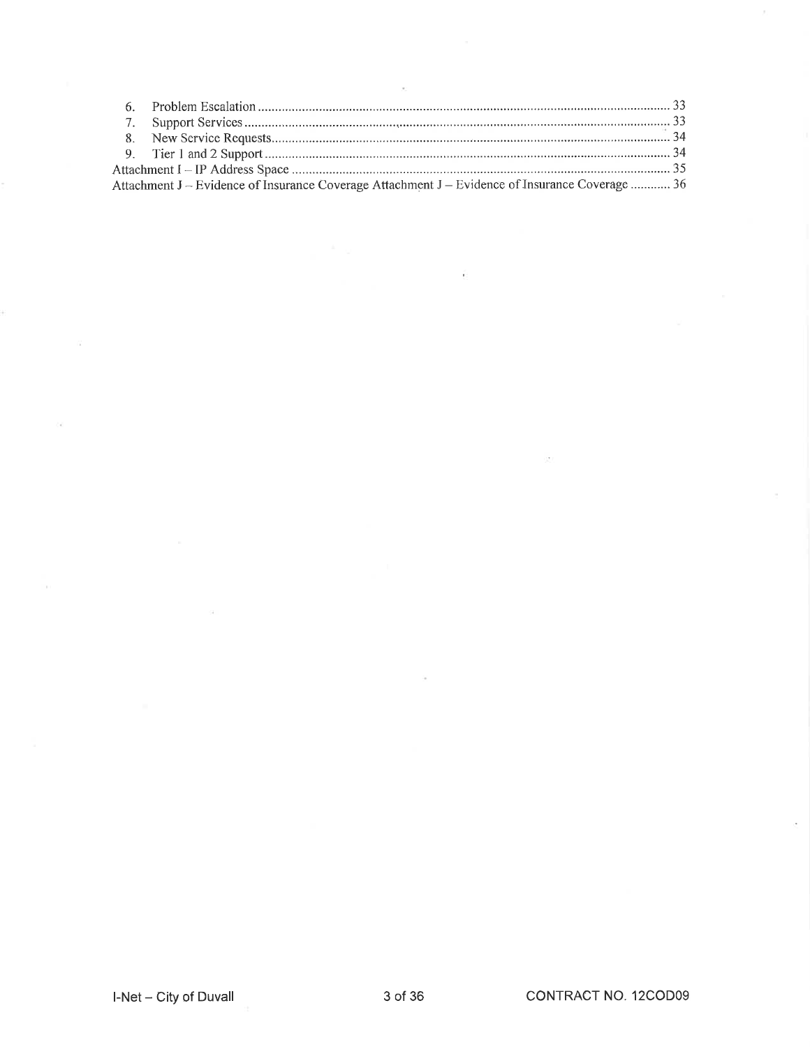6. Problem Escalation ........................................................................................................................ 33
7. Support Services ............................................................................................................................ 33
8. New Service Requests..................................................................................................................... 34
9. Tier 1 and 2 Support ........................................................................................................................ 34

Attachment I – IP Address Space ............................................................................................................ 35

Attachment J – Evidence of Insurance Coverage Attachment J – Evidence of Insurance Coverage ............ 36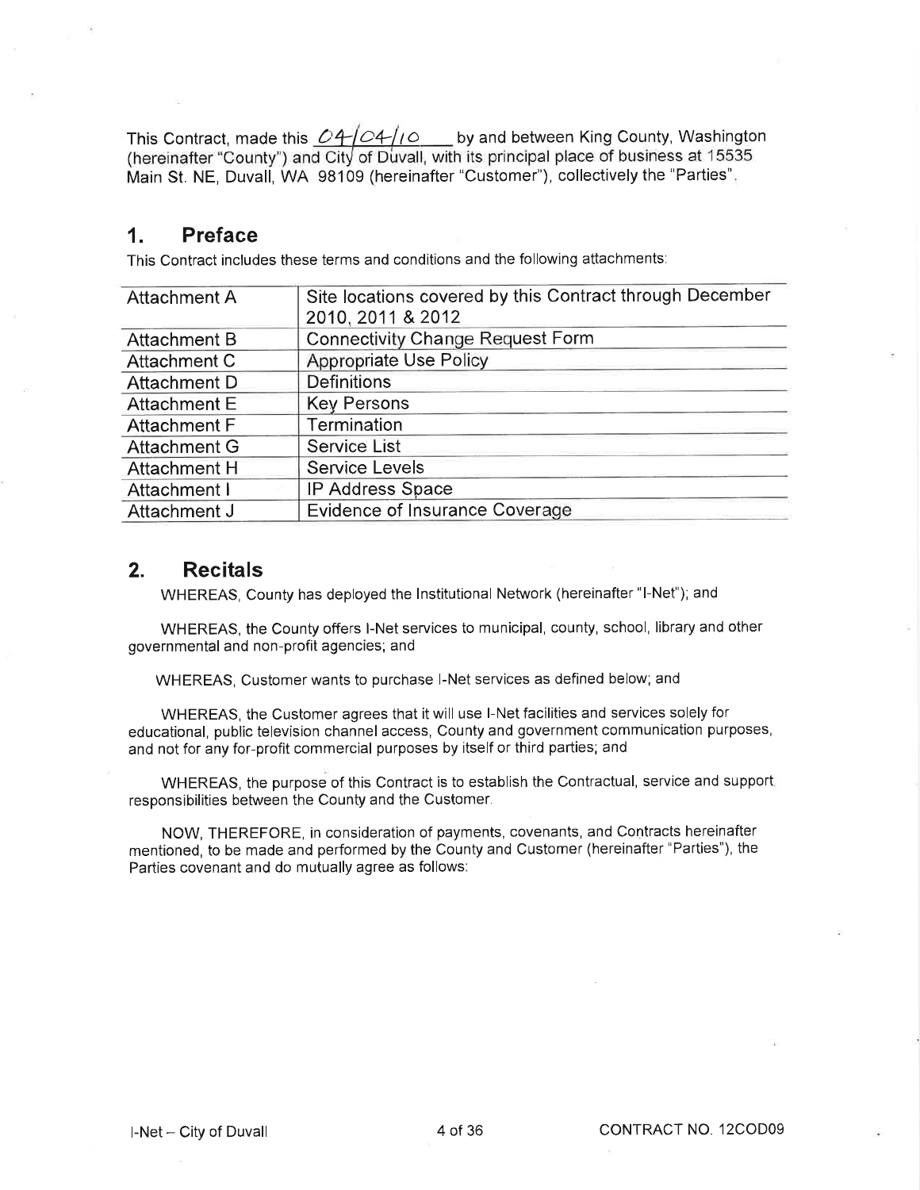This Contract, made this 04/04/10 by and between King County, Washington (hereinafter "County") and City of Duvall, with its principal place of business at 15535 Main St. NE, Duvall, WA 98109 (hereinafter "Customer"), collectively the "Parties".

## 1. Preface

This Contract includes these terms and conditions and the following attachments:

| Attachment | Description |
|---|---|
| Attachment A | Site locations covered by this Contract through December 2010, 2011 & 2012 |
| Attachment B | Connectivity Change Request Form |
| Attachment C | Appropriate Use Policy |
| Attachment D | Definitions |
| Attachment E | Key Persons |
| Attachment F | Termination |
| Attachment G | Service List |
| Attachment H | Service Levels |
| Attachment I | IP Address Space |
| Attachment J | Evidence of Insurance Coverage |

## 2. Recitals

WHEREAS, County has deployed the Institutional Network (hereinafter "I-Net"); and

WHEREAS, the County offers I-Net services to municipal, county, school, library and other governmental and non-profit agencies; and

WHEREAS, Customer wants to purchase I-Net services as defined below; and

WHEREAS, the Customer agrees that it will use I-Net facilities and services solely for educational, public television channel access, County and government communication purposes, and not for any for-profit commercial purposes by itself or third parties; and

WHEREAS, the purpose of this Contract is to establish the Contractual, service and support responsibilities between the County and the Customer.

NOW, THEREFORE, in consideration of payments, covenants, and Contracts hereinafter mentioned, to be made and performed by the County and Customer (hereinafter "Parties"), the Parties covenant and do mutually agree as follows: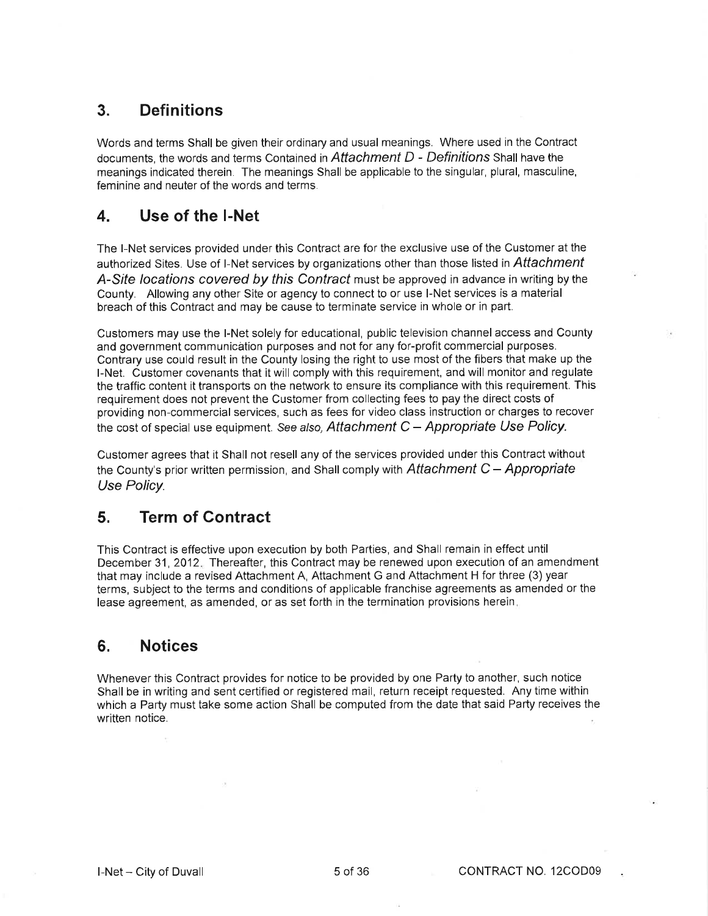## 3. Definitions

Words and terms Shall be given their ordinary and usual meanings. Where used in the Contract documents, the words and terms Contained in *Attachment D - Definitions* Shall have the meanings indicated therein. The meanings Shall be applicable to the singular, plural, masculine, feminine and neuter of the words and terms.

## 4. Use of the I-Net

The I-Net services provided under this Contract are for the exclusive use of the Customer at the authorized Sites. Use of I-Net services by organizations other than those listed in *Attachment A-Site locations covered by this Contract* must be approved in advance in writing by the County. Allowing any other Site or agency to connect to or use I-Net services is a material breach of this Contract and may be cause to terminate service in whole or in part.

Customers may use the I-Net solely for educational, public television channel access and County and government communication purposes and not for any for-profit commercial purposes. Contrary use could result in the County losing the right to use most of the fibers that make up the I-Net. Customer covenants that it will comply with this requirement, and will monitor and regulate the traffic content it transports on the network to ensure its compliance with this requirement. This requirement does not prevent the Customer from collecting fees to pay the direct costs of providing non-commercial services, such as fees for video class instruction or charges to recover the cost of special use equipment. *See also, Attachment C – Appropriate Use Policy.*

Customer agrees that it Shall not resell any of the services provided under this Contract without the County's prior written permission, and Shall comply with *Attachment C – Appropriate Use Policy.*

## 5. Term of Contract

This Contract is effective upon execution by both Parties, and Shall remain in effect until December 31, 2012. Thereafter, this Contract may be renewed upon execution of an amendment that may include a revised Attachment A, Attachment G and Attachment H for three (3) year terms, subject to the terms and conditions of applicable franchise agreements as amended or the lease agreement, as amended, or as set forth in the termination provisions herein.

## 6. Notices

Whenever this Contract provides for notice to be provided by one Party to another, such notice Shall be in writing and sent certified or registered mail, return receipt requested. Any time within which a Party must take some action Shall be computed from the date that said Party receives the written notice.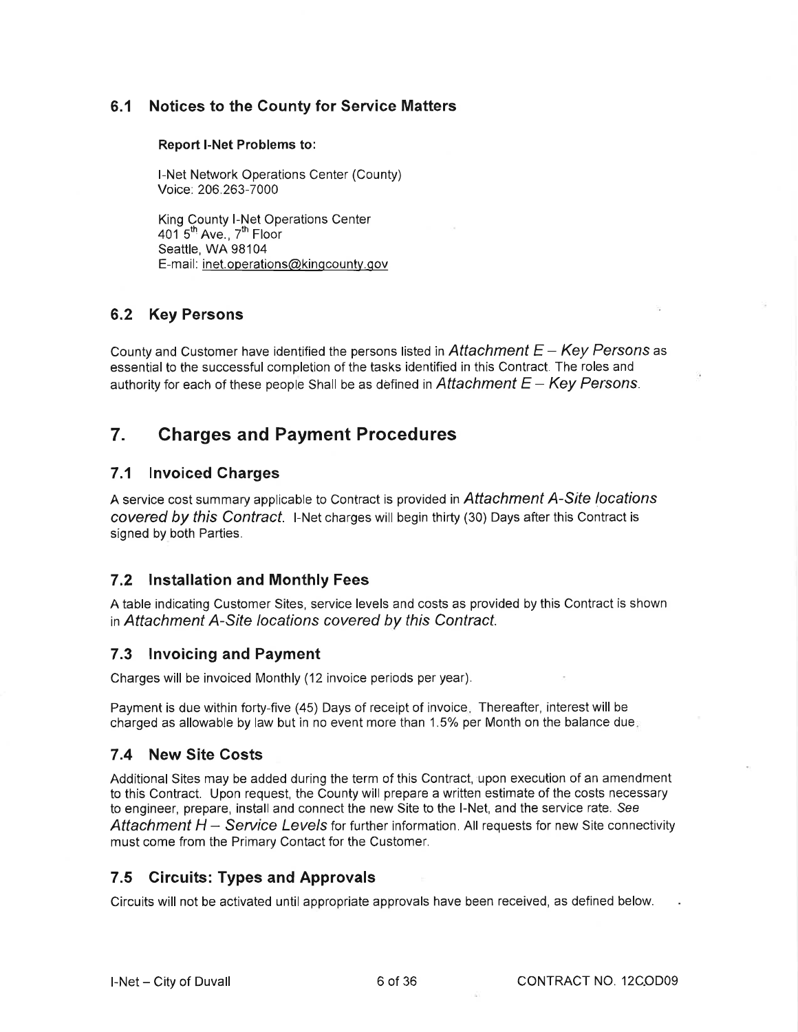## 6.1 Notices to the County for Service Matters

**Report I-Net Problems to:**

I-Net Network Operations Center (County)
Voice: 206.263-7000

King County I-Net Operations Center
401 5th Ave., 7th Floor
Seattle, WA 98104
E-mail: inet.operations@kingcounty.gov

## 6.2 Key Persons

County and Customer have identified the persons listed in *Attachment E – Key Persons* as essential to the successful completion of the tasks identified in this Contract. The roles and authority for each of these people Shall be as defined in *Attachment E – Key Persons*.

# 7. Charges and Payment Procedures

## 7.1 Invoiced Charges

A service cost summary applicable to Contract is provided in *Attachment A-Site locations covered by this Contract*. I-Net charges will begin thirty (30) Days after this Contract is signed by both Parties.

## 7.2 Installation and Monthly Fees

A table indicating Customer Sites, service levels and costs as provided by this Contract is shown in *Attachment A-Site locations covered by this Contract*.

## 7.3 Invoicing and Payment

Charges will be invoiced Monthly (12 invoice periods per year).

Payment is due within forty-five (45) Days of receipt of invoice. Thereafter, interest will be charged as allowable by law but in no event more than 1.5% per Month on the balance due.

## 7.4 New Site Costs

Additional Sites may be added during the term of this Contract, upon execution of an amendment to this Contract. Upon request, the County will prepare a written estimate of the costs necessary to engineer, prepare, install and connect the new Site to the I-Net, and the service rate. *See Attachment H – Service Levels* for further information. All requests for new Site connectivity must come from the Primary Contact for the Customer.

## 7.5 Circuits: Types and Approvals

Circuits will not be activated until appropriate approvals have been received, as defined below.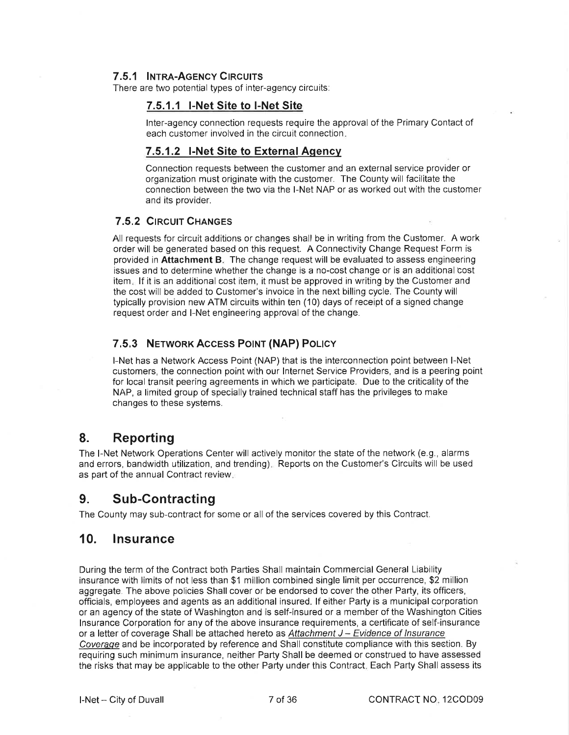### 7.5.1 INTRA-AGENCY CIRCUITS

There are two potential types of inter-agency circuits:

#### 7.5.1.1 I-Net Site to I-Net Site

Inter-agency connection requests require the approval of the Primary Contact of each customer involved in the circuit connection.

#### 7.5.1.2 I-Net Site to External Agency

Connection requests between the customer and an external service provider or organization must originate with the customer. The County will facilitate the connection between the two via the I-Net NAP or as worked out with the customer and its provider.

### 7.5.2 CIRCUIT CHANGES

All requests for circuit additions or changes shall be in writing from the Customer. A work order will be generated based on this request. A Connectivity Change Request Form is provided in **Attachment B**. The change request will be evaluated to assess engineering issues and to determine whether the change is a no-cost change or is an additional cost item. If it is an additional cost item, it must be approved in writing by the Customer and the cost will be added to Customer's invoice in the next billing cycle. The County will typically provision new ATM circuits within ten (10) days of receipt of a signed change request order and I-Net engineering approval of the change.

### 7.5.3 NETWORK ACCESS POINT (NAP) POLICY

I-Net has a Network Access Point (NAP) that is the interconnection point between I-Net customers, the connection point with our Internet Service Providers, and is a peering point for local transit peering agreements in which we participate. Due to the criticality of the NAP, a limited group of specially trained technical staff has the privileges to make changes to these systems.

## 8. Reporting

The I-Net Network Operations Center will actively monitor the state of the network (e.g., alarms and errors, bandwidth utilization, and trending). Reports on the Customer's Circuits will be used as part of the annual Contract review.

## 9. Sub-Contracting

The County may sub-contract for some or all of the services covered by this Contract.

## 10. Insurance

During the term of the Contract both Parties Shall maintain Commercial General Liability insurance with limits of not less than $1 million combined single limit per occurrence, $2 million aggregate. The above policies Shall cover or be endorsed to cover the other Party, its officers, officials, employees and agents as an additional insured. If either Party is a municipal corporation or an agency of the state of Washington and is self-insured or a member of the Washington Cities Insurance Corporation for any of the above insurance requirements, a certificate of self-insurance or a letter of coverage Shall be attached hereto as *Attachment J – Evidence of Insurance Coverage* and be incorporated by reference and Shall constitute compliance with this section. By requiring such minimum insurance, neither Party Shall be deemed or construed to have assessed the risks that may be applicable to the other Party under this Contract. Each Party Shall assess its